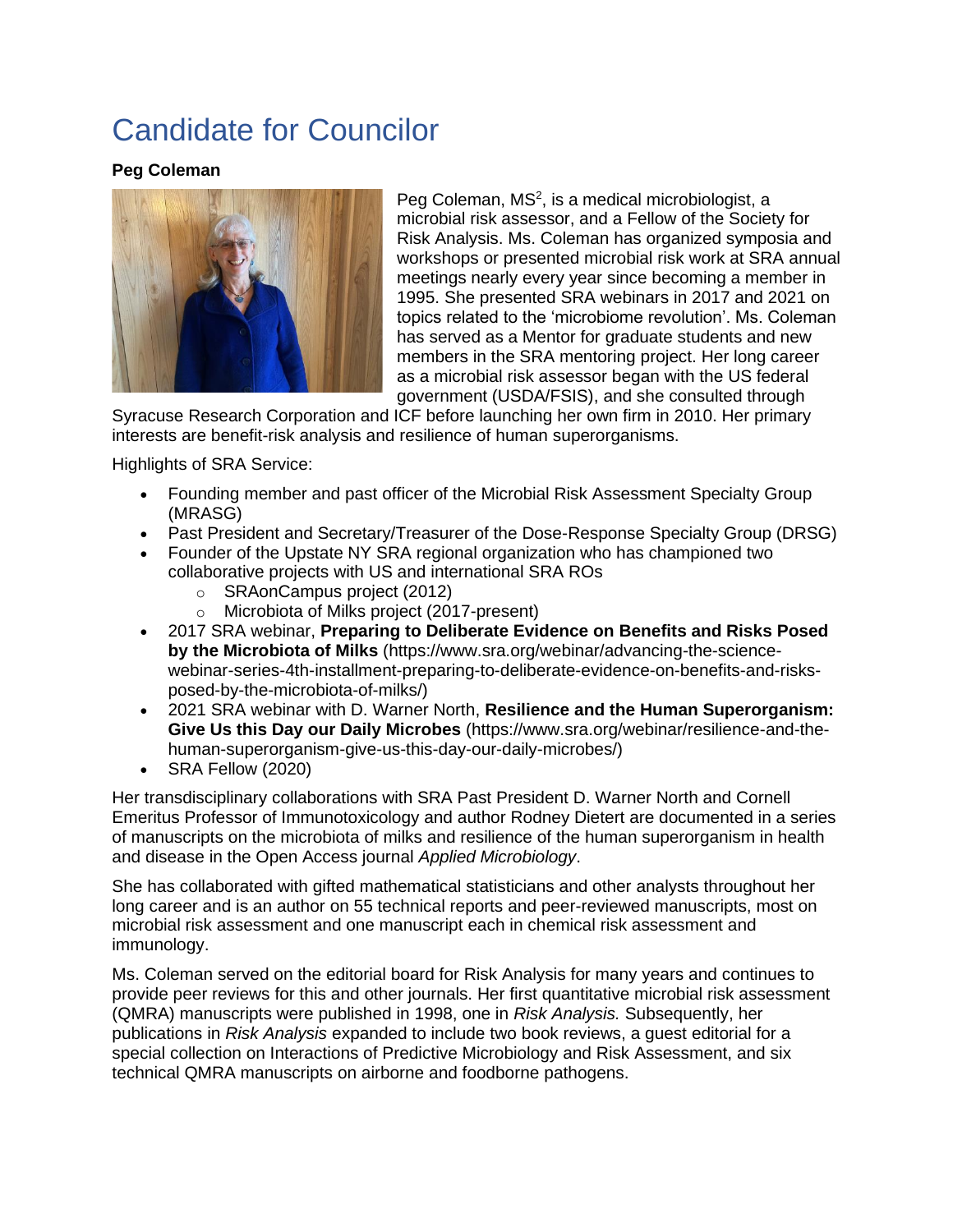# Candidate for Councilor

**Peg Coleman**

Peg Coleman, MS[2], is a medical microbiologist, a microbial risk assessor, and a Fellow of the Society for Risk Analysis. Ms. Coleman has organized symposia and workshops or presented microbial risk work at SRA annual meetings nearly every year since becoming a member in 1995. She presented SRA webinars in 2017 and 2021 on topics related to the 'microbiome revolution'. Ms. Coleman has served as a Mentor for graduate students and new members in the SRA mentoring project. Her long career as a microbial risk assessor began with the US federal government (USDA/FSIS), and she consulted through Syracuse Research Corporation and ICF before launching her own firm in 2010. Her primary interests are benefit-risk analysis and resilience of human superorganisms.

Highlights of SRA Service:

- Founding member and past officer of the Microbial Risk Assessment Specialty Group (MRASG)
- Past President and Secretary/Treasurer of the Dose-Response Specialty Group (DRSG)
- Founder of the Upstate NY SRA regional organization who has championed two collaborative projects with US and international SRA ROs
  - SRAonCampus project (2012)
  - Microbiota of Milks project (2017-present)
- 2017 SRA webinar, **Preparing to Deliberate Evidence on Benefits and Risks Posed by the Microbiota of Milks** (https://www.sra.org/webinar/advancing-the-science-webinar-series-4th-installment-preparing-to-deliberate-evidence-on-benefits-and-risks-posed-by-the-microbiota-of-milks/)
- 2021 SRA webinar with D. Warner North, **Resilience and the Human Superorganism: Give Us this Day our Daily Microbes** (https://www.sra.org/webinar/resilience-and-the-human-superorganism-give-us-this-day-our-daily-microbes/)
- SRA Fellow (2020)

Her transdisciplinary collaborations with SRA Past President D. Warner North and Cornell Emeritus Professor of Immunotoxicology and author Rodney Dietert are documented in a series of manuscripts on the microbiota of milks and resilience of the human superorganism in health and disease in the Open Access journal *Applied Microbiology*.

She has collaborated with gifted mathematical statisticians and other analysts throughout her long career and is an author on 55 technical reports and peer-reviewed manuscripts, most on microbial risk assessment and one manuscript each in chemical risk assessment and immunology.

Ms. Coleman served on the editorial board for Risk Analysis for many years and continues to provide peer reviews for this and other journals. Her first quantitative microbial risk assessment (QMRA) manuscripts were published in 1998, one in *Risk Analysis.* Subsequently, her publications in *Risk Analysis* expanded to include two book reviews, a guest editorial for a special collection on Interactions of Predictive Microbiology and Risk Assessment, and six technical QMRA manuscripts on airborne and foodborne pathogens.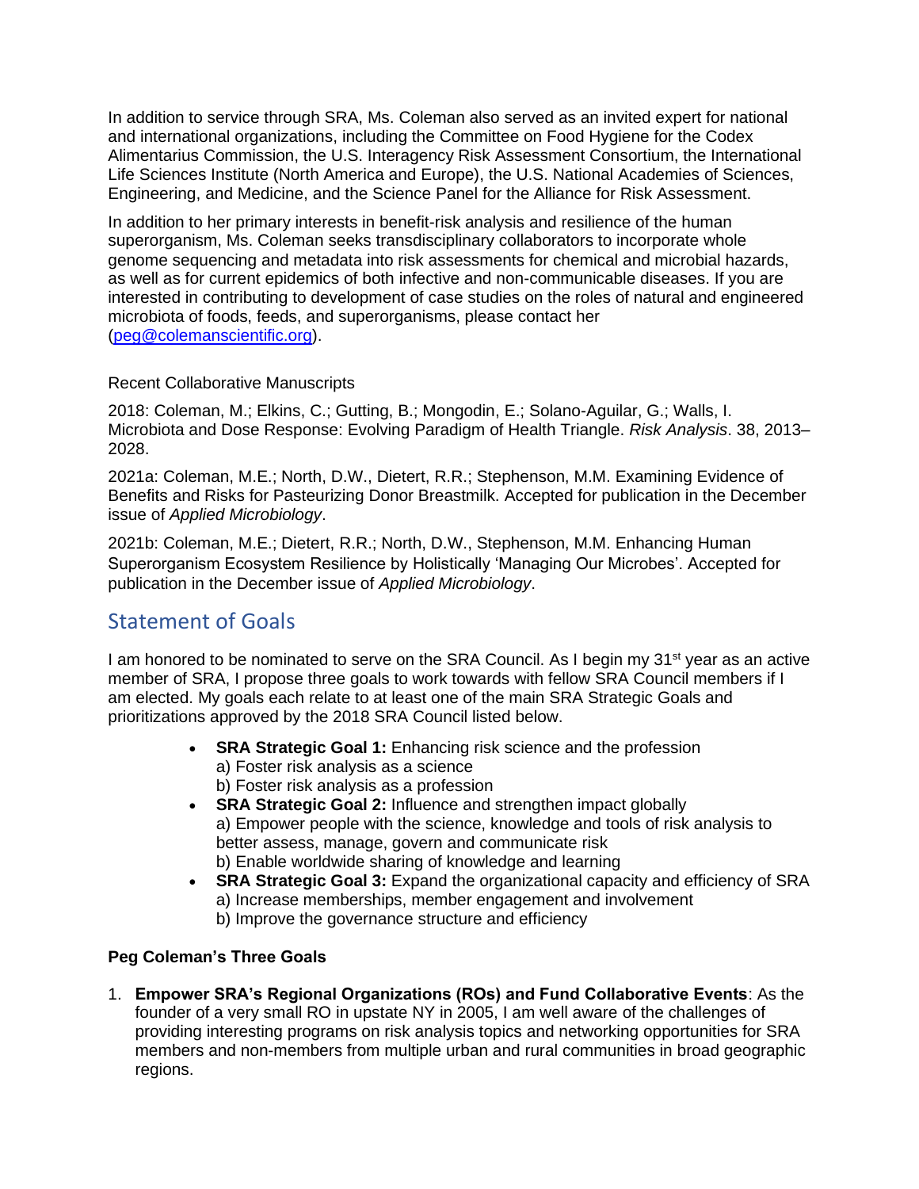In addition to service through SRA, Ms. Coleman also served as an invited expert for national and international organizations, including the Committee on Food Hygiene for the Codex Alimentarius Commission, the U.S. Interagency Risk Assessment Consortium, the International Life Sciences Institute (North America and Europe), the U.S. National Academies of Sciences, Engineering, and Medicine, and the Science Panel for the Alliance for Risk Assessment.

In addition to her primary interests in benefit-risk analysis and resilience of the human superorganism, Ms. Coleman seeks transdisciplinary collaborators to incorporate whole genome sequencing and metadata into risk assessments for chemical and microbial hazards, as well as for current epidemics of both infective and non-communicable diseases. If you are interested in contributing to development of case studies on the roles of natural and engineered microbiota of foods, feeds, and superorganisms, please contact her (peg@colemanscientific.org).

Recent Collaborative Manuscripts

2018: Coleman, M.; Elkins, C.; Gutting, B.; Mongodin, E.; Solano-Aguilar, G.; Walls, I. Microbiota and Dose Response: Evolving Paradigm of Health Triangle. *Risk Analysis*. 38, 2013–2028.

2021a: Coleman, M.E.; North, D.W., Dietert, R.R.; Stephenson, M.M. Examining Evidence of Benefits and Risks for Pasteurizing Donor Breastmilk. Accepted for publication in the December issue of *Applied Microbiology*.

2021b: Coleman, M.E.; Dietert, R.R.; North, D.W., Stephenson, M.M. Enhancing Human Superorganism Ecosystem Resilience by Holistically 'Managing Our Microbes'. Accepted for publication in the December issue of *Applied Microbiology*.

## Statement of Goals

I am honored to be nominated to serve on the SRA Council. As I begin my 31st year as an active member of SRA, I propose three goals to work towards with fellow SRA Council members if I am elected. My goals each relate to at least one of the main SRA Strategic Goals and prioritizations approved by the 2018 SRA Council listed below.

- **SRA Strategic Goal 1:** Enhancing risk science and the profession
  a) Foster risk analysis as a science
  b) Foster risk analysis as a profession
- **SRA Strategic Goal 2:** Influence and strengthen impact globally
  a) Empower people with the science, knowledge and tools of risk analysis to better assess, manage, govern and communicate risk
  b) Enable worldwide sharing of knowledge and learning
- **SRA Strategic Goal 3:** Expand the organizational capacity and efficiency of SRA
  a) Increase memberships, member engagement and involvement
  b) Improve the governance structure and efficiency

**Peg Coleman's Three Goals**

1. **Empower SRA's Regional Organizations (ROs) and Fund Collaborative Events**: As the founder of a very small RO in upstate NY in 2005, I am well aware of the challenges of providing interesting programs on risk analysis topics and networking opportunities for SRA members and non-members from multiple urban and rural communities in broad geographic regions.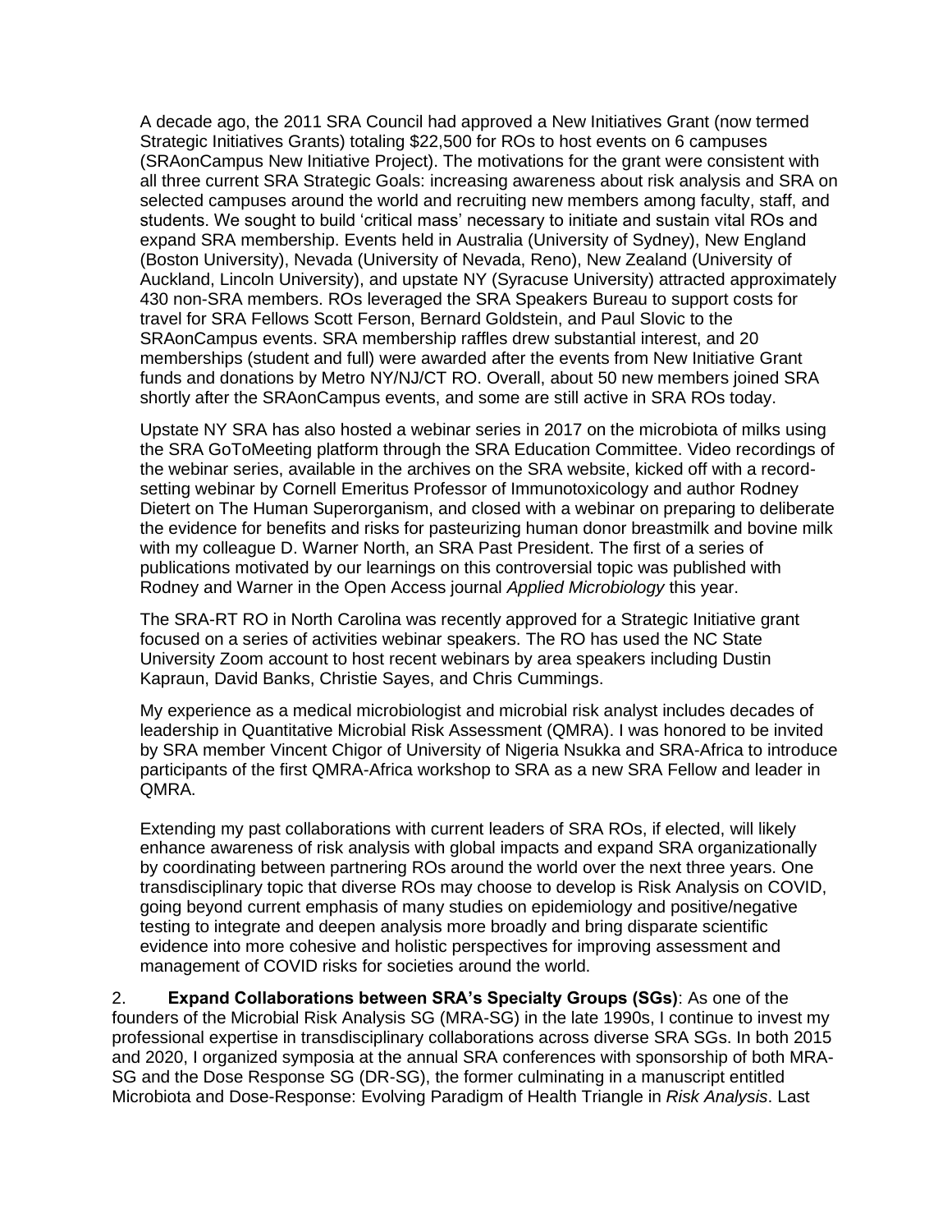A decade ago, the 2011 SRA Council had approved a New Initiatives Grant (now termed Strategic Initiatives Grants) totaling $22,500 for ROs to host events on 6 campuses (SRAonCampus New Initiative Project). The motivations for the grant were consistent with all three current SRA Strategic Goals: increasing awareness about risk analysis and SRA on selected campuses around the world and recruiting new members among faculty, staff, and students. We sought to build 'critical mass' necessary to initiate and sustain vital ROs and expand SRA membership. Events held in Australia (University of Sydney), New England (Boston University), Nevada (University of Nevada, Reno), New Zealand (University of Auckland, Lincoln University), and upstate NY (Syracuse University) attracted approximately 430 non-SRA members. ROs leveraged the SRA Speakers Bureau to support costs for travel for SRA Fellows Scott Ferson, Bernard Goldstein, and Paul Slovic to the SRAonCampus events. SRA membership raffles drew substantial interest, and 20 memberships (student and full) were awarded after the events from New Initiative Grant funds and donations by Metro NY/NJ/CT RO. Overall, about 50 new members joined SRA shortly after the SRAonCampus events, and some are still active in SRA ROs today.

Upstate NY SRA has also hosted a webinar series in 2017 on the microbiota of milks using the SRA GoToMeeting platform through the SRA Education Committee. Video recordings of the webinar series, available in the archives on the SRA website, kicked off with a record-setting webinar by Cornell Emeritus Professor of Immunotoxicology and author Rodney Dietert on The Human Superorganism, and closed with a webinar on preparing to deliberate the evidence for benefits and risks for pasteurizing human donor breastmilk and bovine milk with my colleague D. Warner North, an SRA Past President. The first of a series of publications motivated by our learnings on this controversial topic was published with Rodney and Warner in the Open Access journal *Applied Microbiology* this year.

The SRA-RT RO in North Carolina was recently approved for a Strategic Initiative grant focused on a series of activities webinar speakers. The RO has used the NC State University Zoom account to host recent webinars by area speakers including Dustin Kapraun, David Banks, Christie Sayes, and Chris Cummings.

My experience as a medical microbiologist and microbial risk analyst includes decades of leadership in Quantitative Microbial Risk Assessment (QMRA). I was honored to be invited by SRA member Vincent Chigor of University of Nigeria Nsukka and SRA-Africa to introduce participants of the first QMRA-Africa workshop to SRA as a new SRA Fellow and leader in QMRA.

Extending my past collaborations with current leaders of SRA ROs, if elected, will likely enhance awareness of risk analysis with global impacts and expand SRA organizationally by coordinating between partnering ROs around the world over the next three years. One transdisciplinary topic that diverse ROs may choose to develop is Risk Analysis on COVID, going beyond current emphasis of many studies on epidemiology and positive/negative testing to integrate and deepen analysis more broadly and bring disparate scientific evidence into more cohesive and holistic perspectives for improving assessment and management of COVID risks for societies around the world.

2. **Expand Collaborations between SRA's Specialty Groups (SGs)**: As one of the founders of the Microbial Risk Analysis SG (MRA-SG) in the late 1990s, I continue to invest my professional expertise in transdisciplinary collaborations across diverse SRA SGs. In both 2015 and 2020, I organized symposia at the annual SRA conferences with sponsorship of both MRA-SG and the Dose Response SG (DR-SG), the former culminating in a manuscript entitled Microbiota and Dose-Response: Evolving Paradigm of Health Triangle in *Risk Analysis*. Last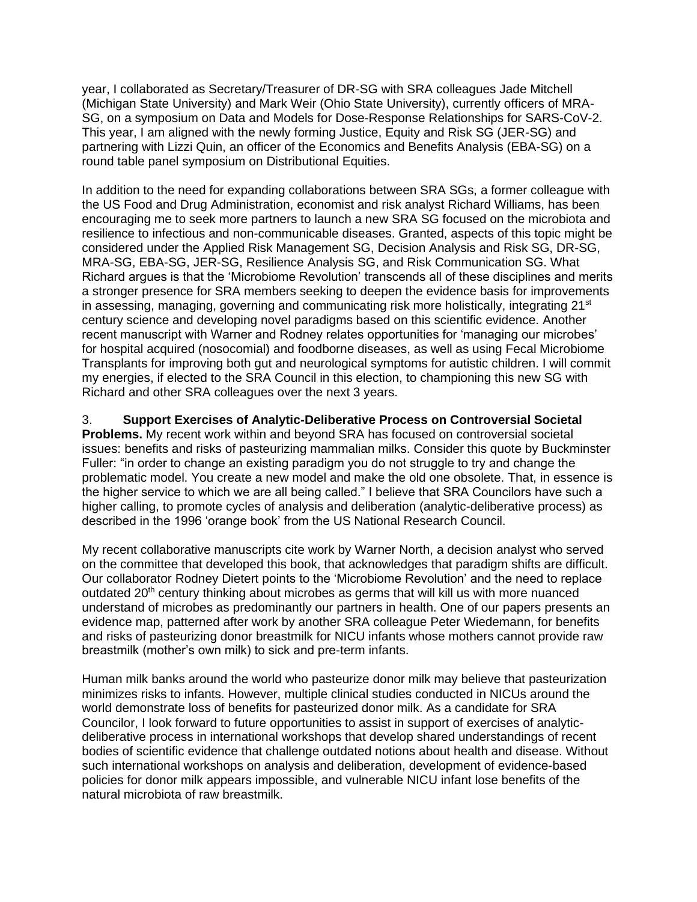year, I collaborated as Secretary/Treasurer of DR-SG with SRA colleagues Jade Mitchell (Michigan State University) and Mark Weir (Ohio State University), currently officers of MRA-SG, on a symposium on Data and Models for Dose-Response Relationships for SARS-CoV-2. This year, I am aligned with the newly forming Justice, Equity and Risk SG (JER-SG) and partnering with Lizzi Quin, an officer of the Economics and Benefits Analysis (EBA-SG) on a round table panel symposium on Distributional Equities.

In addition to the need for expanding collaborations between SRA SGs, a former colleague with the US Food and Drug Administration, economist and risk analyst Richard Williams, has been encouraging me to seek more partners to launch a new SRA SG focused on the microbiota and resilience to infectious and non-communicable diseases. Granted, aspects of this topic might be considered under the Applied Risk Management SG, Decision Analysis and Risk SG, DR-SG, MRA-SG, EBA-SG, JER-SG, Resilience Analysis SG, and Risk Communication SG. What Richard argues is that the 'Microbiome Revolution' transcends all of these disciplines and merits a stronger presence for SRA members seeking to deepen the evidence basis for improvements in assessing, managing, governing and communicating risk more holistically, integrating 21st century science and developing novel paradigms based on this scientific evidence. Another recent manuscript with Warner and Rodney relates opportunities for 'managing our microbes' for hospital acquired (nosocomial) and foodborne diseases, as well as using Fecal Microbiome Transplants for improving both gut and neurological symptoms for autistic children. I will commit my energies, if elected to the SRA Council in this election, to championing this new SG with Richard and other SRA colleagues over the next 3 years.

3. **Support Exercises of Analytic-Deliberative Process on Controversial Societal Problems.** My recent work within and beyond SRA has focused on controversial societal issues: benefits and risks of pasteurizing mammalian milks. Consider this quote by Buckminster Fuller: "in order to change an existing paradigm you do not struggle to try and change the problematic model. You create a new model and make the old one obsolete. That, in essence is the higher service to which we are all being called." I believe that SRA Councilors have such a higher calling, to promote cycles of analysis and deliberation (analytic-deliberative process) as described in the 1996 'orange book' from the US National Research Council.

My recent collaborative manuscripts cite work by Warner North, a decision analyst who served on the committee that developed this book, that acknowledges that paradigm shifts are difficult. Our collaborator Rodney Dietert points to the 'Microbiome Revolution' and the need to replace outdated 20th century thinking about microbes as germs that will kill us with more nuanced understand of microbes as predominantly our partners in health. One of our papers presents an evidence map, patterned after work by another SRA colleague Peter Wiedemann, for benefits and risks of pasteurizing donor breastmilk for NICU infants whose mothers cannot provide raw breastmilk (mother's own milk) to sick and pre-term infants.

Human milk banks around the world who pasteurize donor milk may believe that pasteurization minimizes risks to infants. However, multiple clinical studies conducted in NICUs around the world demonstrate loss of benefits for pasteurized donor milk. As a candidate for SRA Councilor, I look forward to future opportunities to assist in support of exercises of analytic-deliberative process in international workshops that develop shared understandings of recent bodies of scientific evidence that challenge outdated notions about health and disease. Without such international workshops on analysis and deliberation, development of evidence-based policies for donor milk appears impossible, and vulnerable NICU infant lose benefits of the natural microbiota of raw breastmilk.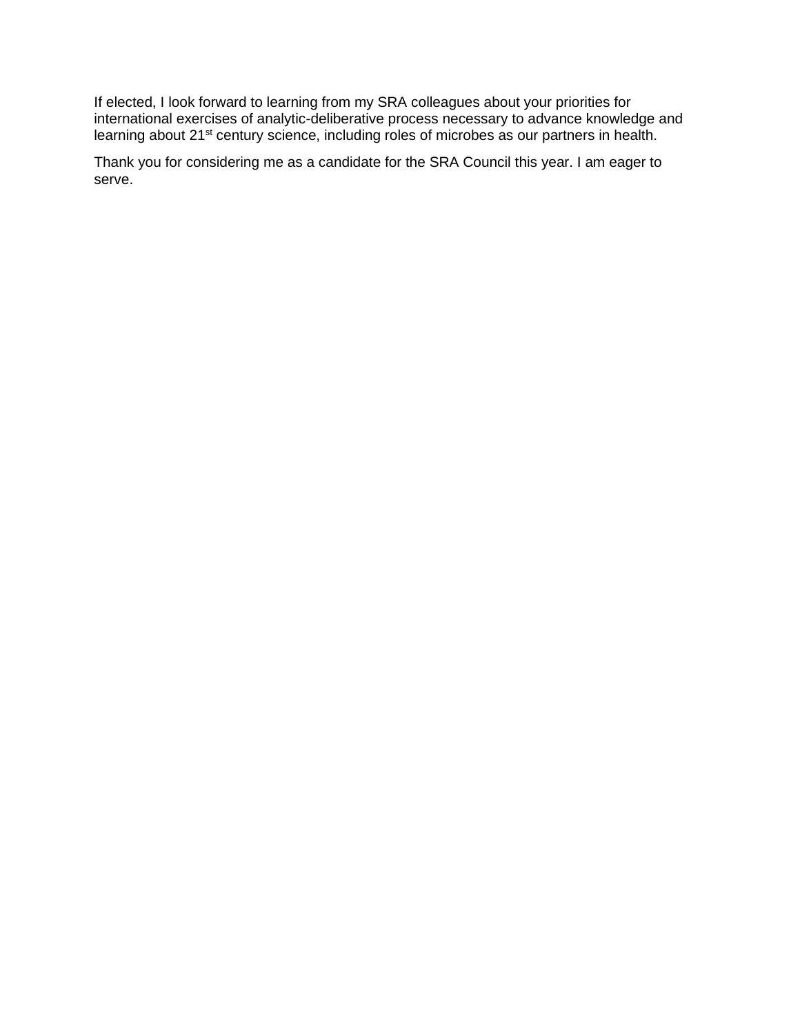If elected, I look forward to learning from my SRA colleagues about your priorities for international exercises of analytic-deliberative process necessary to advance knowledge and learning about 21st century science, including roles of microbes as our partners in health.

Thank you for considering me as a candidate for the SRA Council this year. I am eager to serve.